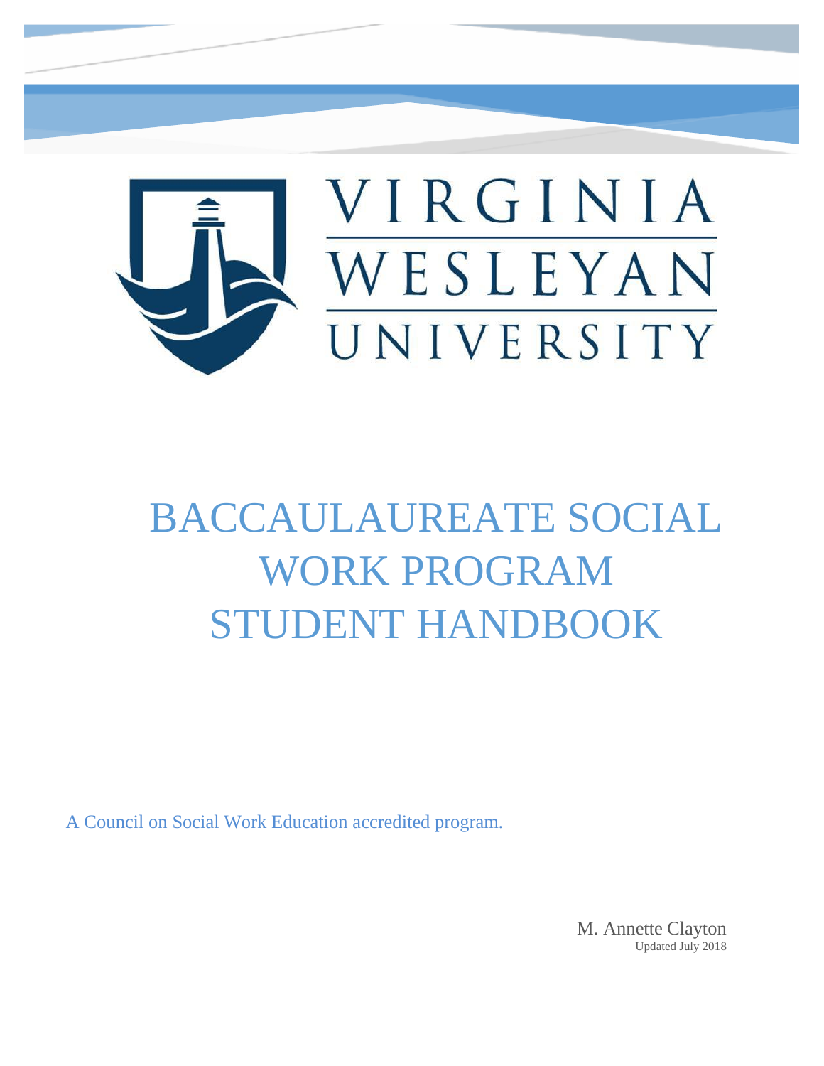VIRGINIA WESLEYAN UNIVERSITY

# BACCAULAUREATE SOCIAL WORK PROGRAM STUDENT HANDBOOK

A Council on Social Work Education accredited program.

M. Annette Clayton
Updated July 2018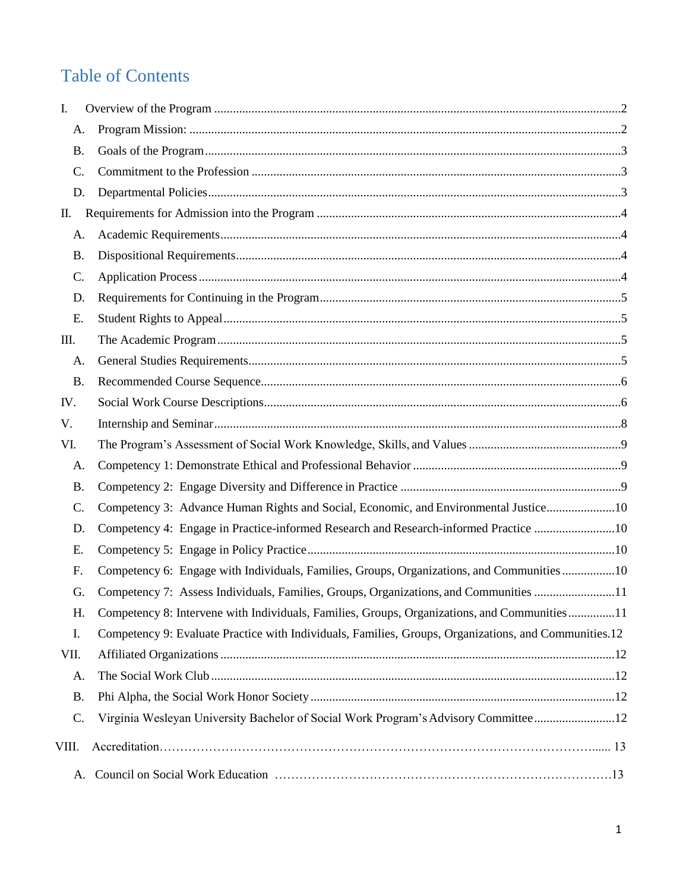# Table of Contents

- I. Overview of the Program ..... 2
  - A. Program Mission: ..... 2
  - B. Goals of the Program ..... 3
  - C. Commitment to the Profession ..... 3
  - D. Departmental Policies ..... 3
- II. Requirements for Admission into the Program ..... 4
  - A. Academic Requirements ..... 4
  - B. Dispositional Requirements ..... 4
  - C. Application Process ..... 4
  - D. Requirements for Continuing in the Program ..... 5
  - E. Student Rights to Appeal ..... 5
- III. The Academic Program ..... 5
  - A. General Studies Requirements ..... 5
  - B. Recommended Course Sequence ..... 6
- IV. Social Work Course Descriptions ..... 6
- V. Internship and Seminar ..... 8
- VI. The Program's Assessment of Social Work Knowledge, Skills, and Values ..... 9
  - A. Competency 1: Demonstrate Ethical and Professional Behavior ..... 9
  - B. Competency 2: Engage Diversity and Difference in Practice ..... 9
  - C. Competency 3: Advance Human Rights and Social, Economic, and Environmental Justice ..... 10
  - D. Competency 4: Engage in Practice-informed Research and Research-informed Practice ..... 10
  - E. Competency 5: Engage in Policy Practice ..... 10
  - F. Competency 6: Engage with Individuals, Families, Groups, Organizations, and Communities ..... 10
  - G. Competency 7: Assess Individuals, Families, Groups, Organizations, and Communities ..... 11
  - H. Competency 8: Intervene with Individuals, Families, Groups, Organizations, and Communities ..... 11
  - I. Competency 9: Evaluate Practice with Individuals, Families, Groups, Organizations, and Communities. 12
- VII. Affiliated Organizations ..... 12
  - A. The Social Work Club ..... 12
  - B. Phi Alpha, the Social Work Honor Society ..... 12
  - C. Virginia Wesleyan University Bachelor of Social Work Program's Advisory Committee ..... 12
- VIII. Accreditation ..... 13
  - A. Council on Social Work Education ..... 13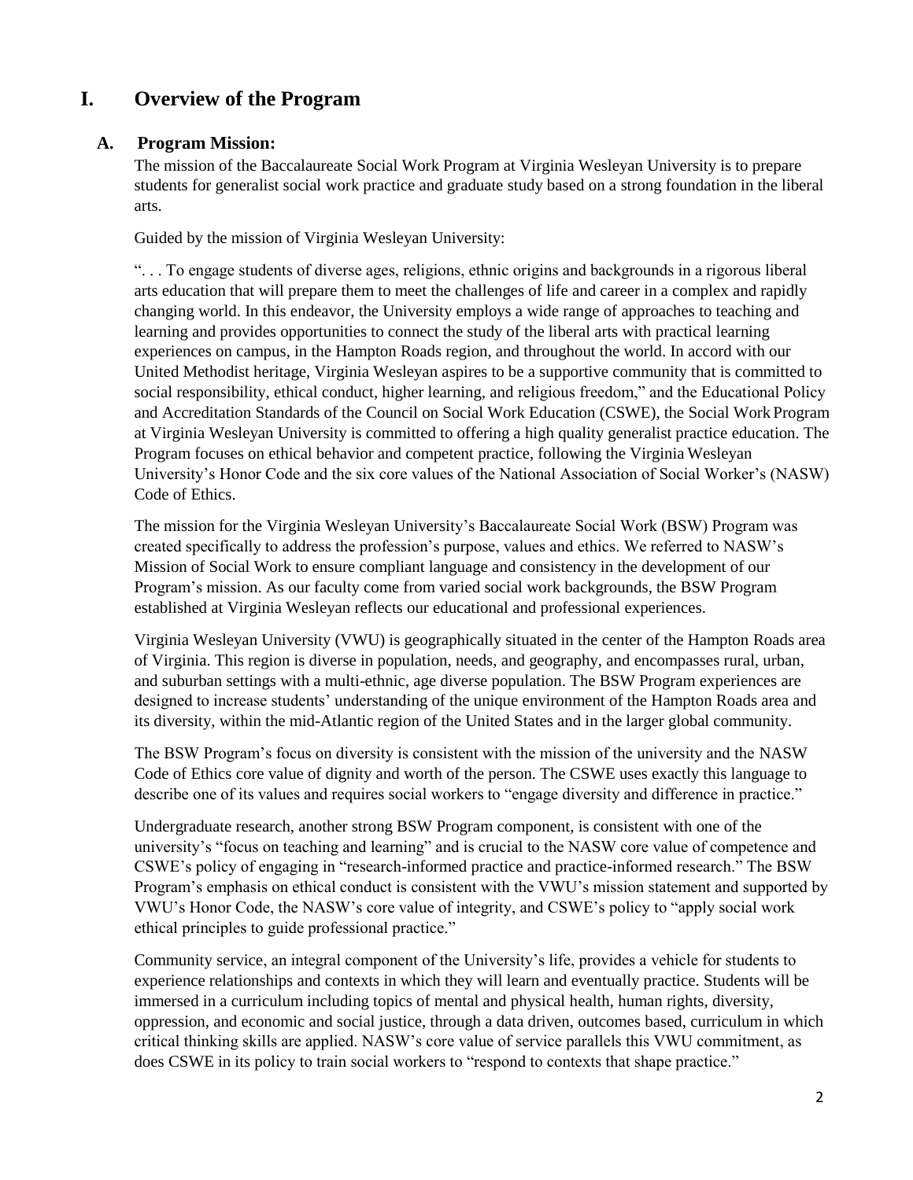# I. Overview of the Program

## A. Program Mission:

The mission of the Baccalaureate Social Work Program at Virginia Wesleyan University is to prepare students for generalist social work practice and graduate study based on a strong foundation in the liberal arts.

Guided by the mission of Virginia Wesleyan University:

". . . To engage students of diverse ages, religions, ethnic origins and backgrounds in a rigorous liberal arts education that will prepare them to meet the challenges of life and career in a complex and rapidly changing world. In this endeavor, the University employs a wide range of approaches to teaching and learning and provides opportunities to connect the study of the liberal arts with practical learning experiences on campus, in the Hampton Roads region, and throughout the world. In accord with our United Methodist heritage, Virginia Wesleyan aspires to be a supportive community that is committed to social responsibility, ethical conduct, higher learning, and religious freedom," and the Educational Policy and Accreditation Standards of the Council on Social Work Education (CSWE), the Social Work Program at Virginia Wesleyan University is committed to offering a high quality generalist practice education. The Program focuses on ethical behavior and competent practice, following the Virginia Wesleyan University's Honor Code and the six core values of the National Association of Social Worker's (NASW) Code of Ethics.

The mission for the Virginia Wesleyan University's Baccalaureate Social Work (BSW) Program was created specifically to address the profession's purpose, values and ethics. We referred to NASW's Mission of Social Work to ensure compliant language and consistency in the development of our Program's mission. As our faculty come from varied social work backgrounds, the BSW Program established at Virginia Wesleyan reflects our educational and professional experiences.

Virginia Wesleyan University (VWU) is geographically situated in the center of the Hampton Roads area of Virginia. This region is diverse in population, needs, and geography, and encompasses rural, urban, and suburban settings with a multi-ethnic, age diverse population. The BSW Program experiences are designed to increase students' understanding of the unique environment of the Hampton Roads area and its diversity, within the mid-Atlantic region of the United States and in the larger global community.

The BSW Program's focus on diversity is consistent with the mission of the university and the NASW Code of Ethics core value of dignity and worth of the person. The CSWE uses exactly this language to describe one of its values and requires social workers to "engage diversity and difference in practice."

Undergraduate research, another strong BSW Program component, is consistent with one of the university's "focus on teaching and learning" and is crucial to the NASW core value of competence and CSWE's policy of engaging in "research-informed practice and practice-informed research." The BSW Program's emphasis on ethical conduct is consistent with the VWU's mission statement and supported by VWU's Honor Code, the NASW's core value of integrity, and CSWE's policy to "apply social work ethical principles to guide professional practice."

Community service, an integral component of the University's life, provides a vehicle for students to experience relationships and contexts in which they will learn and eventually practice. Students will be immersed in a curriculum including topics of mental and physical health, human rights, diversity, oppression, and economic and social justice, through a data driven, outcomes based, curriculum in which critical thinking skills are applied. NASW's core value of service parallels this VWU commitment, as does CSWE in its policy to train social workers to "respond to contexts that shape practice."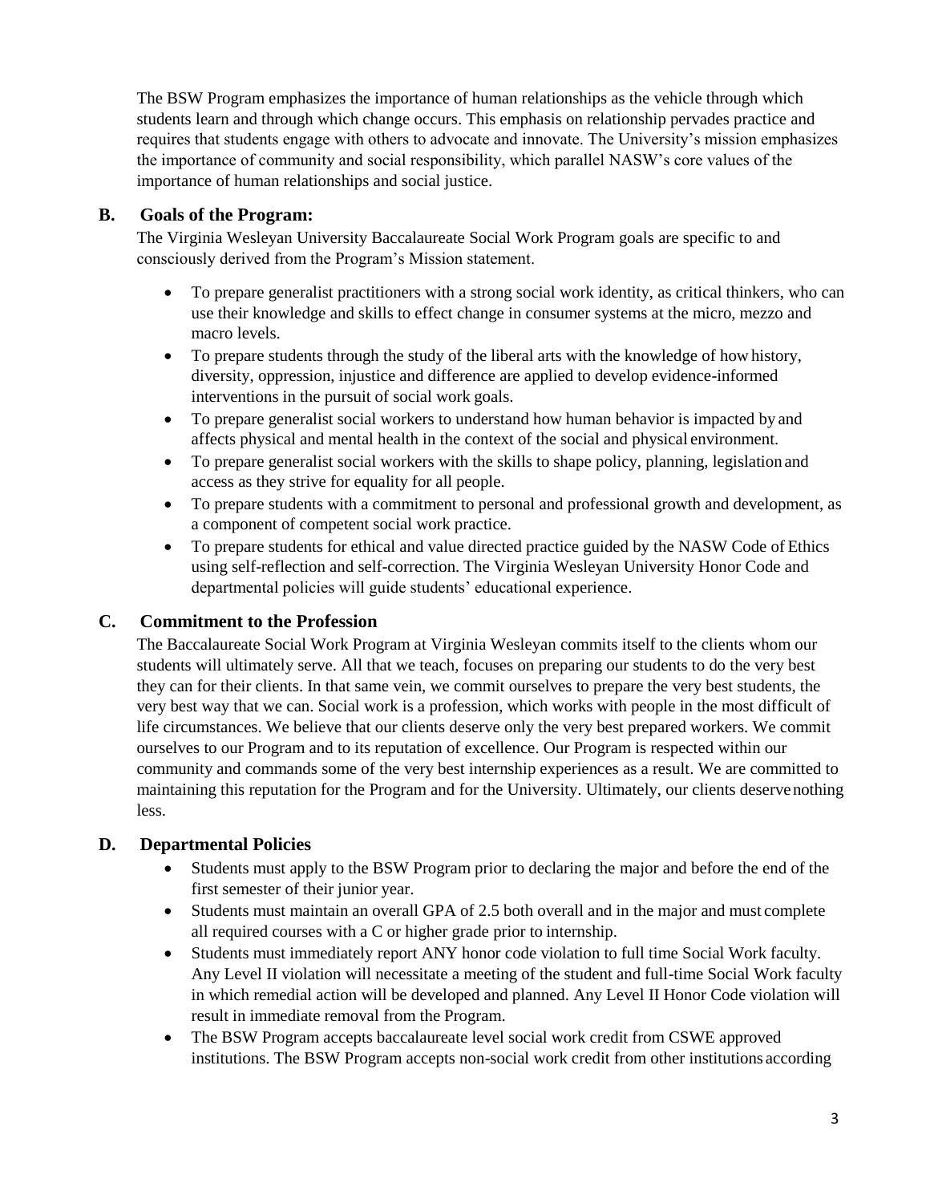The BSW Program emphasizes the importance of human relationships as the vehicle through which students learn and through which change occurs. This emphasis on relationship pervades practice and requires that students engage with others to advocate and innovate. The University's mission emphasizes the importance of community and social responsibility, which parallel NASW's core values of the importance of human relationships and social justice.

### B. Goals of the Program:

The Virginia Wesleyan University Baccalaureate Social Work Program goals are specific to and consciously derived from the Program's Mission statement.

- To prepare generalist practitioners with a strong social work identity, as critical thinkers, who can use their knowledge and skills to effect change in consumer systems at the micro, mezzo and macro levels.
- To prepare students through the study of the liberal arts with the knowledge of how history, diversity, oppression, injustice and difference are applied to develop evidence-informed interventions in the pursuit of social work goals.
- To prepare generalist social workers to understand how human behavior is impacted by and affects physical and mental health in the context of the social and physical environment.
- To prepare generalist social workers with the skills to shape policy, planning, legislation and access as they strive for equality for all people.
- To prepare students with a commitment to personal and professional growth and development, as a component of competent social work practice.
- To prepare students for ethical and value directed practice guided by the NASW Code of Ethics using self-reflection and self-correction. The Virginia Wesleyan University Honor Code and departmental policies will guide students' educational experience.

### C. Commitment to the Profession

The Baccalaureate Social Work Program at Virginia Wesleyan commits itself to the clients whom our students will ultimately serve. All that we teach, focuses on preparing our students to do the very best they can for their clients. In that same vein, we commit ourselves to prepare the very best students, the very best way that we can. Social work is a profession, which works with people in the most difficult of life circumstances. We believe that our clients deserve only the very best prepared workers. We commit ourselves to our Program and to its reputation of excellence. Our Program is respected within our community and commands some of the very best internship experiences as a result. We are committed to maintaining this reputation for the Program and for the University. Ultimately, our clients deserve nothing less.

### D. Departmental Policies

- Students must apply to the BSW Program prior to declaring the major and before the end of the first semester of their junior year.
- Students must maintain an overall GPA of 2.5 both overall and in the major and must complete all required courses with a C or higher grade prior to internship.
- Students must immediately report ANY honor code violation to full time Social Work faculty. Any Level II violation will necessitate a meeting of the student and full-time Social Work faculty in which remedial action will be developed and planned. Any Level II Honor Code violation will result in immediate removal from the Program.
- The BSW Program accepts baccalaureate level social work credit from CSWE approved institutions. The BSW Program accepts non-social work credit from other institutions according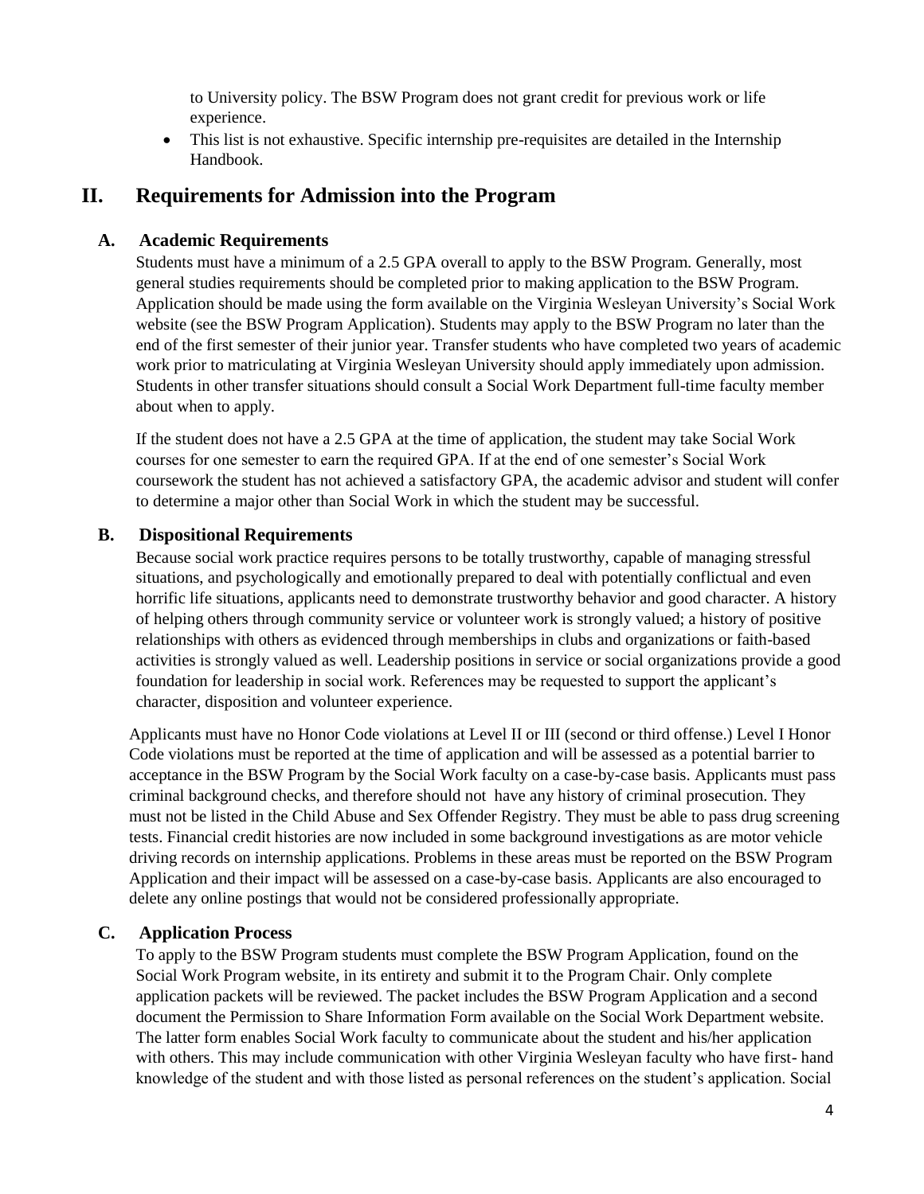to University policy. The BSW Program does not grant credit for previous work or life experience.

- This list is not exhaustive. Specific internship pre-requisites are detailed in the Internship Handbook.

# II. Requirements for Admission into the Program

## A. Academic Requirements

Students must have a minimum of a 2.5 GPA overall to apply to the BSW Program. Generally, most general studies requirements should be completed prior to making application to the BSW Program. Application should be made using the form available on the Virginia Wesleyan University's Social Work website (see the BSW Program Application). Students may apply to the BSW Program no later than the end of the first semester of their junior year. Transfer students who have completed two years of academic work prior to matriculating at Virginia Wesleyan University should apply immediately upon admission. Students in other transfer situations should consult a Social Work Department full-time faculty member about when to apply.

If the student does not have a 2.5 GPA at the time of application, the student may take Social Work courses for one semester to earn the required GPA. If at the end of one semester's Social Work coursework the student has not achieved a satisfactory GPA, the academic advisor and student will confer to determine a major other than Social Work in which the student may be successful.

## B. Dispositional Requirements

Because social work practice requires persons to be totally trustworthy, capable of managing stressful situations, and psychologically and emotionally prepared to deal with potentially conflictual and even horrific life situations, applicants need to demonstrate trustworthy behavior and good character. A history of helping others through community service or volunteer work is strongly valued; a history of positive relationships with others as evidenced through memberships in clubs and organizations or faith-based activities is strongly valued as well. Leadership positions in service or social organizations provide a good foundation for leadership in social work. References may be requested to support the applicant's character, disposition and volunteer experience.

Applicants must have no Honor Code violations at Level II or III (second or third offense.) Level I Honor Code violations must be reported at the time of application and will be assessed as a potential barrier to acceptance in the BSW Program by the Social Work faculty on a case-by-case basis. Applicants must pass criminal background checks, and therefore should not have any history of criminal prosecution. They must not be listed in the Child Abuse and Sex Offender Registry. They must be able to pass drug screening tests. Financial credit histories are now included in some background investigations as are motor vehicle driving records on internship applications. Problems in these areas must be reported on the BSW Program Application and their impact will be assessed on a case-by-case basis. Applicants are also encouraged to delete any online postings that would not be considered professionally appropriate.

## C. Application Process

To apply to the BSW Program students must complete the BSW Program Application, found on the Social Work Program website, in its entirety and submit it to the Program Chair. Only complete application packets will be reviewed. The packet includes the BSW Program Application and a second document the Permission to Share Information Form available on the Social Work Department website. The latter form enables Social Work faculty to communicate about the student and his/her application with others. This may include communication with other Virginia Wesleyan faculty who have first- hand knowledge of the student and with those listed as personal references on the student's application. Social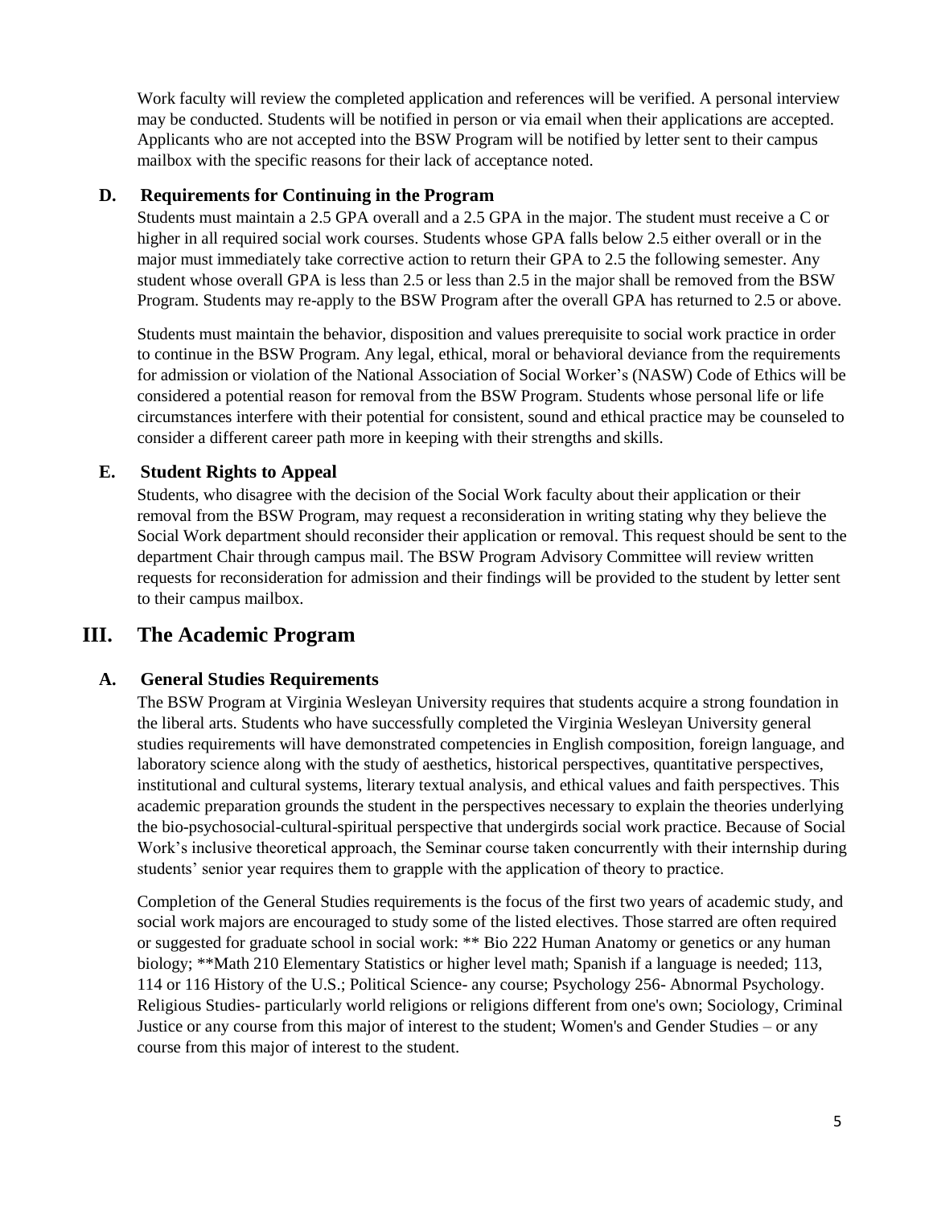Work faculty will review the completed application and references will be verified. A personal interview may be conducted. Students will be notified in person or via email when their applications are accepted. Applicants who are not accepted into the BSW Program will be notified by letter sent to their campus mailbox with the specific reasons for their lack of acceptance noted.

### D. Requirements for Continuing in the Program

Students must maintain a 2.5 GPA overall and a 2.5 GPA in the major. The student must receive a C or higher in all required social work courses. Students whose GPA falls below 2.5 either overall or in the major must immediately take corrective action to return their GPA to 2.5 the following semester. Any student whose overall GPA is less than 2.5 or less than 2.5 in the major shall be removed from the BSW Program. Students may re-apply to the BSW Program after the overall GPA has returned to 2.5 or above.

Students must maintain the behavior, disposition and values prerequisite to social work practice in order to continue in the BSW Program. Any legal, ethical, moral or behavioral deviance from the requirements for admission or violation of the National Association of Social Worker's (NASW) Code of Ethics will be considered a potential reason for removal from the BSW Program. Students whose personal life or life circumstances interfere with their potential for consistent, sound and ethical practice may be counseled to consider a different career path more in keeping with their strengths and skills.

### E. Student Rights to Appeal

Students, who disagree with the decision of the Social Work faculty about their application or their removal from the BSW Program, may request a reconsideration in writing stating why they believe the Social Work department should reconsider their application or removal. This request should be sent to the department Chair through campus mail. The BSW Program Advisory Committee will review written requests for reconsideration for admission and their findings will be provided to the student by letter sent to their campus mailbox.

## III. The Academic Program

### A. General Studies Requirements

The BSW Program at Virginia Wesleyan University requires that students acquire a strong foundation in the liberal arts. Students who have successfully completed the Virginia Wesleyan University general studies requirements will have demonstrated competencies in English composition, foreign language, and laboratory science along with the study of aesthetics, historical perspectives, quantitative perspectives, institutional and cultural systems, literary textual analysis, and ethical values and faith perspectives. This academic preparation grounds the student in the perspectives necessary to explain the theories underlying the bio-psychosocial-cultural-spiritual perspective that undergirds social work practice. Because of Social Work's inclusive theoretical approach, the Seminar course taken concurrently with their internship during students' senior year requires them to grapple with the application of theory to practice.

Completion of the General Studies requirements is the focus of the first two years of academic study, and social work majors are encouraged to study some of the listed electives. Those starred are often required or suggested for graduate school in social work: ** Bio 222 Human Anatomy or genetics or any human biology; **Math 210 Elementary Statistics or higher level math; Spanish if a language is needed; 113, 114 or 116 History of the U.S.; Political Science- any course; Psychology 256- Abnormal Psychology. Religious Studies- particularly world religions or religions different from one's own; Sociology, Criminal Justice or any course from this major of interest to the student; Women's and Gender Studies – or any course from this major of interest to the student.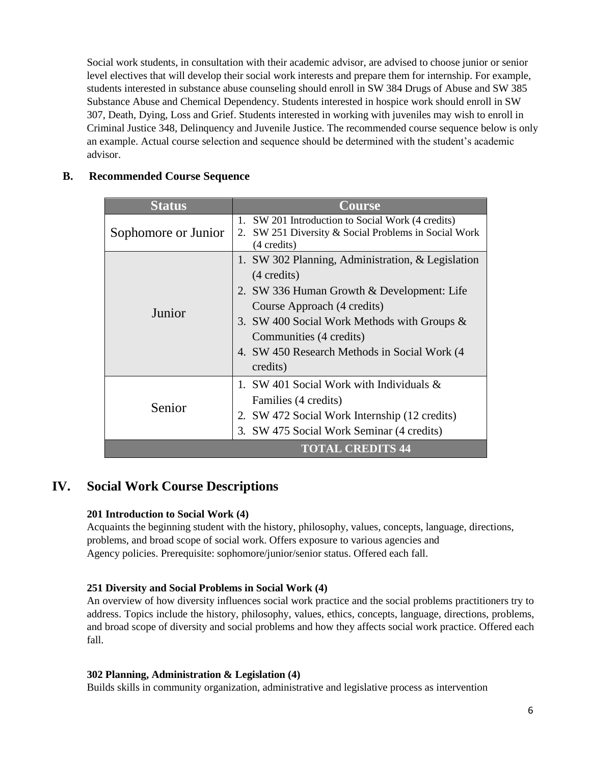Social work students, in consultation with their academic advisor, are advised to choose junior or senior level electives that will develop their social work interests and prepare them for internship. For example, students interested in substance abuse counseling should enroll in SW 384 Drugs of Abuse and SW 385 Substance Abuse and Chemical Dependency. Students interested in hospice work should enroll in SW 307, Death, Dying, Loss and Grief. Students interested in working with juveniles may wish to enroll in Criminal Justice 348, Delinquency and Juvenile Justice. The recommended course sequence below is only an example. Actual course selection and sequence should be determined with the student's academic advisor.

### B. Recommended Course Sequence

| Status | Course |
|---|---|
| Sophomore or Junior | 1. SW 201 Introduction to Social Work (4 credits)<br>2. SW 251 Diversity & Social Problems in Social Work (4 credits) |
| Junior | 1. SW 302 Planning, Administration, & Legislation (4 credits)<br>2. SW 336 Human Growth & Development: Life Course Approach (4 credits)<br>3. SW 400 Social Work Methods with Groups & Communities (4 credits)<br>4. SW 450 Research Methods in Social Work (4 credits) |
| Senior | 1. SW 401 Social Work with Individuals & Families (4 credits)<br>2. SW 472 Social Work Internship (12 credits)<br>3. SW 475 Social Work Seminar (4 credits) |
| | **TOTAL CREDITS 44** |

## IV. Social Work Course Descriptions

**201 Introduction to Social Work (4)**
Acquaints the beginning student with the history, philosophy, values, concepts, language, directions, problems, and broad scope of social work. Offers exposure to various agencies and Agency policies. Prerequisite: sophomore/junior/senior status. Offered each fall.

**251 Diversity and Social Problems in Social Work (4)**
An overview of how diversity influences social work practice and the social problems practitioners try to address. Topics include the history, philosophy, values, ethics, concepts, language, directions, problems, and broad scope of diversity and social problems and how they affects social work practice. Offered each fall.

**302 Planning, Administration & Legislation (4)**
Builds skills in community organization, administrative and legislative process as intervention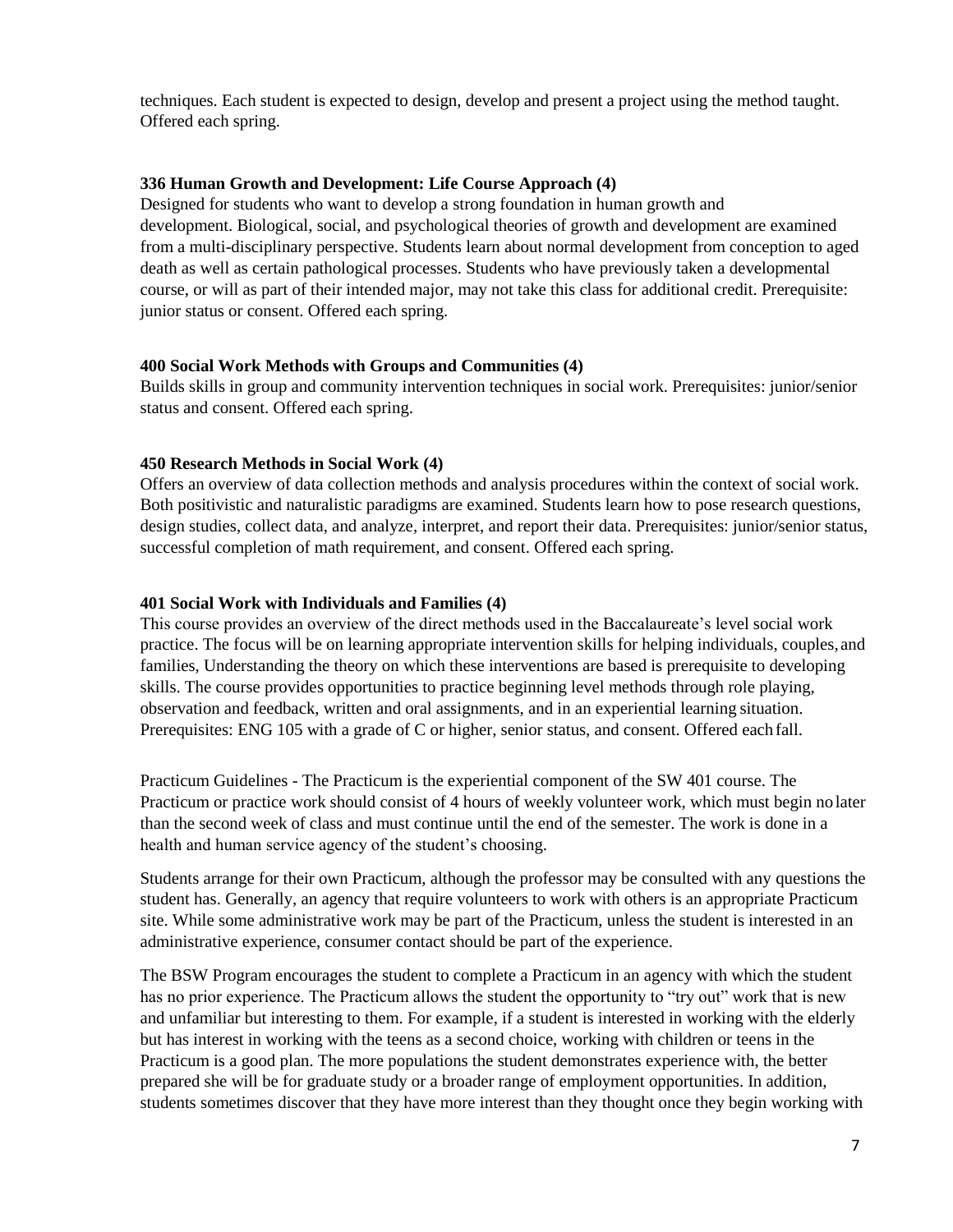techniques. Each student is expected to design, develop and present a project using the method taught. Offered each spring.

**336 Human Growth and Development: Life Course Approach (4)**

Designed for students who want to develop a strong foundation in human growth and development. Biological, social, and psychological theories of growth and development are examined from a multi-disciplinary perspective. Students learn about normal development from conception to aged death as well as certain pathological processes. Students who have previously taken a developmental course, or will as part of their intended major, may not take this class for additional credit. Prerequisite: junior status or consent. Offered each spring.

**400 Social Work Methods with Groups and Communities (4)**

Builds skills in group and community intervention techniques in social work. Prerequisites: junior/senior status and consent. Offered each spring.

**450 Research Methods in Social Work (4)**

Offers an overview of data collection methods and analysis procedures within the context of social work. Both positivistic and naturalistic paradigms are examined. Students learn how to pose research questions, design studies, collect data, and analyze, interpret, and report their data. Prerequisites: junior/senior status, successful completion of math requirement, and consent. Offered each spring.

**401 Social Work with Individuals and Families (4)**

This course provides an overview of the direct methods used in the Baccalaureate's level social work practice. The focus will be on learning appropriate intervention skills for helping individuals, couples, and families, Understanding the theory on which these interventions are based is prerequisite to developing skills. The course provides opportunities to practice beginning level methods through role playing, observation and feedback, written and oral assignments, and in an experiential learning situation. Prerequisites: ENG 105 with a grade of C or higher, senior status, and consent. Offered each fall.

Practicum Guidelines - The Practicum is the experiential component of the SW 401 course. The Practicum or practice work should consist of 4 hours of weekly volunteer work, which must begin no later than the second week of class and must continue until the end of the semester. The work is done in a health and human service agency of the student's choosing.

Students arrange for their own Practicum, although the professor may be consulted with any questions the student has. Generally, an agency that require volunteers to work with others is an appropriate Practicum site. While some administrative work may be part of the Practicum, unless the student is interested in an administrative experience, consumer contact should be part of the experience.

The BSW Program encourages the student to complete a Practicum in an agency with which the student has no prior experience. The Practicum allows the student the opportunity to "try out" work that is new and unfamiliar but interesting to them. For example, if a student is interested in working with the elderly but has interest in working with the teens as a second choice, working with children or teens in the Practicum is a good plan. The more populations the student demonstrates experience with, the better prepared she will be for graduate study or a broader range of employment opportunities. In addition, students sometimes discover that they have more interest than they thought once they begin working with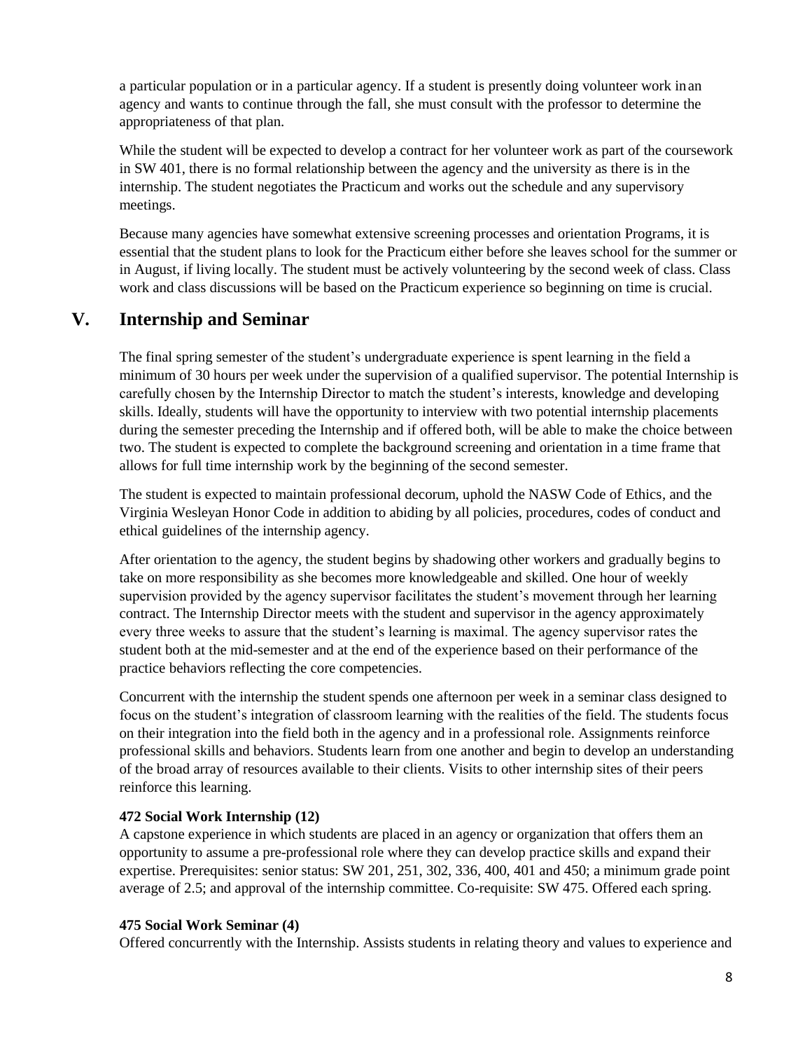a particular population or in a particular agency. If a student is presently doing volunteer work in an agency and wants to continue through the fall, she must consult with the professor to determine the appropriateness of that plan.

While the student will be expected to develop a contract for her volunteer work as part of the coursework in SW 401, there is no formal relationship between the agency and the university as there is in the internship. The student negotiates the Practicum and works out the schedule and any supervisory meetings.

Because many agencies have somewhat extensive screening processes and orientation Programs, it is essential that the student plans to look for the Practicum either before she leaves school for the summer or in August, if living locally. The student must be actively volunteering by the second week of class. Class work and class discussions will be based on the Practicum experience so beginning on time is crucial.

## V. Internship and Seminar

The final spring semester of the student's undergraduate experience is spent learning in the field a minimum of 30 hours per week under the supervision of a qualified supervisor. The potential Internship is carefully chosen by the Internship Director to match the student's interests, knowledge and developing skills. Ideally, students will have the opportunity to interview with two potential internship placements during the semester preceding the Internship and if offered both, will be able to make the choice between two. The student is expected to complete the background screening and orientation in a time frame that allows for full time internship work by the beginning of the second semester.

The student is expected to maintain professional decorum, uphold the NASW Code of Ethics, and the Virginia Wesleyan Honor Code in addition to abiding by all policies, procedures, codes of conduct and ethical guidelines of the internship agency.

After orientation to the agency, the student begins by shadowing other workers and gradually begins to take on more responsibility as she becomes more knowledgeable and skilled. One hour of weekly supervision provided by the agency supervisor facilitates the student's movement through her learning contract. The Internship Director meets with the student and supervisor in the agency approximately every three weeks to assure that the student's learning is maximal. The agency supervisor rates the student both at the mid-semester and at the end of the experience based on their performance of the practice behaviors reflecting the core competencies.

Concurrent with the internship the student spends one afternoon per week in a seminar class designed to focus on the student's integration of classroom learning with the realities of the field. The students focus on their integration into the field both in the agency and in a professional role. Assignments reinforce professional skills and behaviors. Students learn from one another and begin to develop an understanding of the broad array of resources available to their clients. Visits to other internship sites of their peers reinforce this learning.

**472 Social Work Internship (12)**
A capstone experience in which students are placed in an agency or organization that offers them an opportunity to assume a pre-professional role where they can develop practice skills and expand their expertise. Prerequisites: senior status: SW 201, 251, 302, 336, 400, 401 and 450; a minimum grade point average of 2.5; and approval of the internship committee. Co-requisite: SW 475. Offered each spring.

**475 Social Work Seminar (4)**
Offered concurrently with the Internship. Assists students in relating theory and values to experience and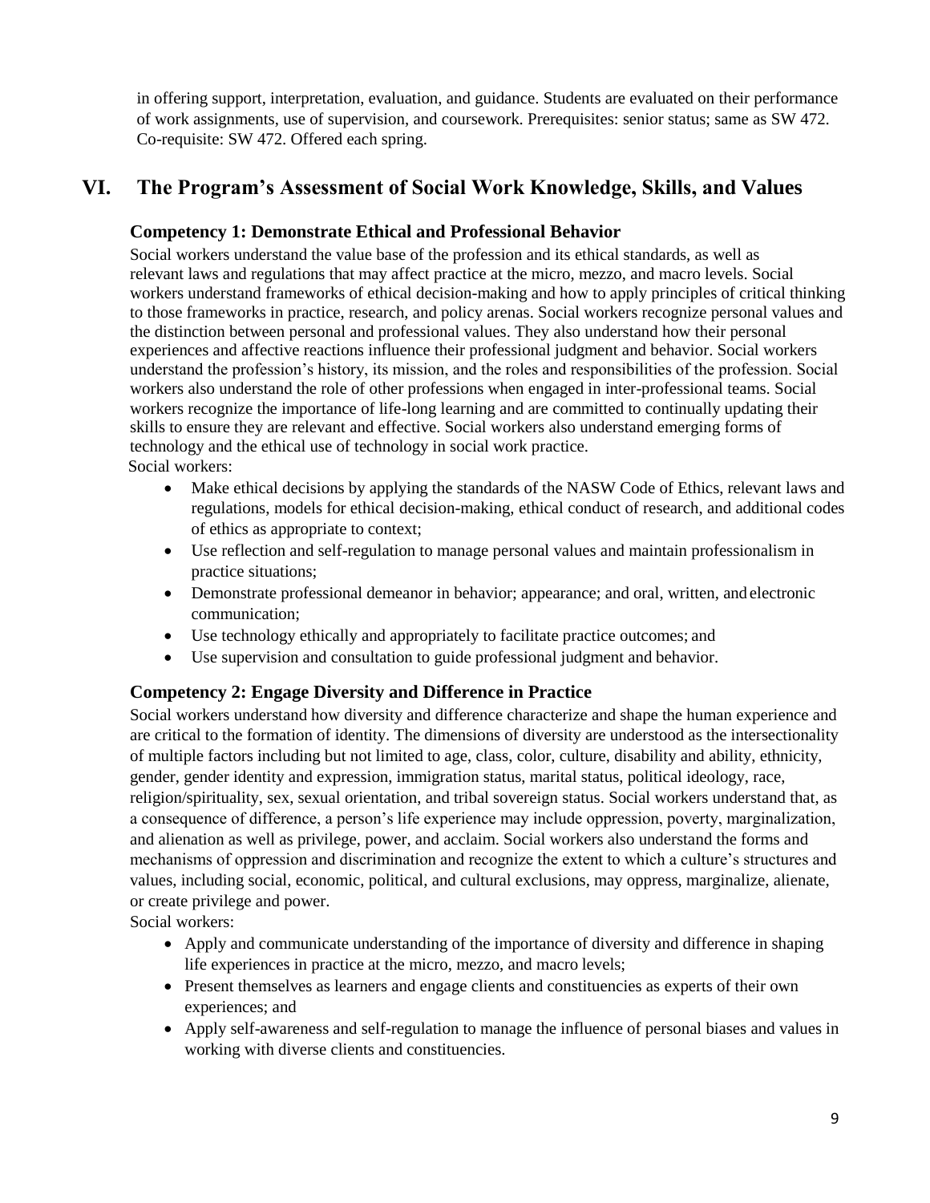in offering support, interpretation, evaluation, and guidance. Students are evaluated on their performance of work assignments, use of supervision, and coursework. Prerequisites: senior status; same as SW 472. Co-requisite: SW 472. Offered each spring.

## VI. The Program's Assessment of Social Work Knowledge, Skills, and Values

### Competency 1: Demonstrate Ethical and Professional Behavior

Social workers understand the value base of the profession and its ethical standards, as well as relevant laws and regulations that may affect practice at the micro, mezzo, and macro levels. Social workers understand frameworks of ethical decision-making and how to apply principles of critical thinking to those frameworks in practice, research, and policy arenas. Social workers recognize personal values and the distinction between personal and professional values. They also understand how their personal experiences and affective reactions influence their professional judgment and behavior. Social workers understand the profession's history, its mission, and the roles and responsibilities of the profession. Social workers also understand the role of other professions when engaged in inter-professional teams. Social workers recognize the importance of life-long learning and are committed to continually updating their skills to ensure they are relevant and effective. Social workers also understand emerging forms of technology and the ethical use of technology in social work practice.

Social workers:

- Make ethical decisions by applying the standards of the NASW Code of Ethics, relevant laws and regulations, models for ethical decision-making, ethical conduct of research, and additional codes of ethics as appropriate to context;
- Use reflection and self-regulation to manage personal values and maintain professionalism in practice situations;
- Demonstrate professional demeanor in behavior; appearance; and oral, written, and electronic communication;
- Use technology ethically and appropriately to facilitate practice outcomes; and
- Use supervision and consultation to guide professional judgment and behavior.

### Competency 2: Engage Diversity and Difference in Practice

Social workers understand how diversity and difference characterize and shape the human experience and are critical to the formation of identity. The dimensions of diversity are understood as the intersectionality of multiple factors including but not limited to age, class, color, culture, disability and ability, ethnicity, gender, gender identity and expression, immigration status, marital status, political ideology, race, religion/spirituality, sex, sexual orientation, and tribal sovereign status. Social workers understand that, as a consequence of difference, a person's life experience may include oppression, poverty, marginalization, and alienation as well as privilege, power, and acclaim. Social workers also understand the forms and mechanisms of oppression and discrimination and recognize the extent to which a culture's structures and values, including social, economic, political, and cultural exclusions, may oppress, marginalize, alienate, or create privilege and power.

Social workers:

- Apply and communicate understanding of the importance of diversity and difference in shaping life experiences in practice at the micro, mezzo, and macro levels;
- Present themselves as learners and engage clients and constituencies as experts of their own experiences; and
- Apply self-awareness and self-regulation to manage the influence of personal biases and values in working with diverse clients and constituencies.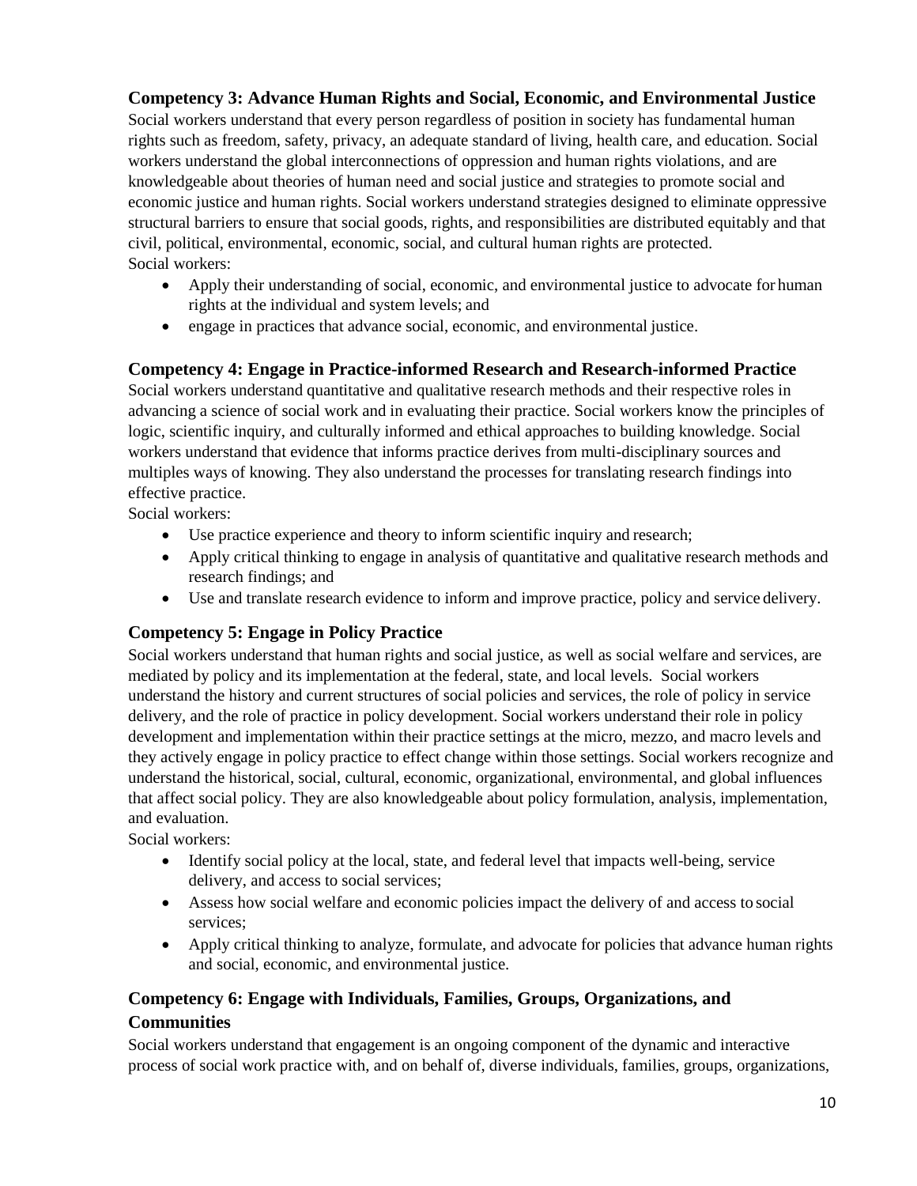### Competency 3: Advance Human Rights and Social, Economic, and Environmental Justice

Social workers understand that every person regardless of position in society has fundamental human rights such as freedom, safety, privacy, an adequate standard of living, health care, and education. Social workers understand the global interconnections of oppression and human rights violations, and are knowledgeable about theories of human need and social justice and strategies to promote social and economic justice and human rights. Social workers understand strategies designed to eliminate oppressive structural barriers to ensure that social goods, rights, and responsibilities are distributed equitably and that civil, political, environmental, economic, social, and cultural human rights are protected.

Social workers:

- Apply their understanding of social, economic, and environmental justice to advocate for human rights at the individual and system levels; and
- engage in practices that advance social, economic, and environmental justice.

### Competency 4: Engage in Practice-informed Research and Research-informed Practice

Social workers understand quantitative and qualitative research methods and their respective roles in advancing a science of social work and in evaluating their practice. Social workers know the principles of logic, scientific inquiry, and culturally informed and ethical approaches to building knowledge. Social workers understand that evidence that informs practice derives from multi-disciplinary sources and multiples ways of knowing. They also understand the processes for translating research findings into effective practice.

Social workers:

- Use practice experience and theory to inform scientific inquiry and research;
- Apply critical thinking to engage in analysis of quantitative and qualitative research methods and research findings; and
- Use and translate research evidence to inform and improve practice, policy and service delivery.

### Competency 5: Engage in Policy Practice

Social workers understand that human rights and social justice, as well as social welfare and services, are mediated by policy and its implementation at the federal, state, and local levels. Social workers understand the history and current structures of social policies and services, the role of policy in service delivery, and the role of practice in policy development. Social workers understand their role in policy development and implementation within their practice settings at the micro, mezzo, and macro levels and they actively engage in policy practice to effect change within those settings. Social workers recognize and understand the historical, social, cultural, economic, organizational, environmental, and global influences that affect social policy. They are also knowledgeable about policy formulation, analysis, implementation, and evaluation.

Social workers:

- Identify social policy at the local, state, and federal level that impacts well-being, service delivery, and access to social services;
- Assess how social welfare and economic policies impact the delivery of and access to social services;
- Apply critical thinking to analyze, formulate, and advocate for policies that advance human rights and social, economic, and environmental justice.

### Competency 6: Engage with Individuals, Families, Groups, Organizations, and Communities

Social workers understand that engagement is an ongoing component of the dynamic and interactive process of social work practice with, and on behalf of, diverse individuals, families, groups, organizations,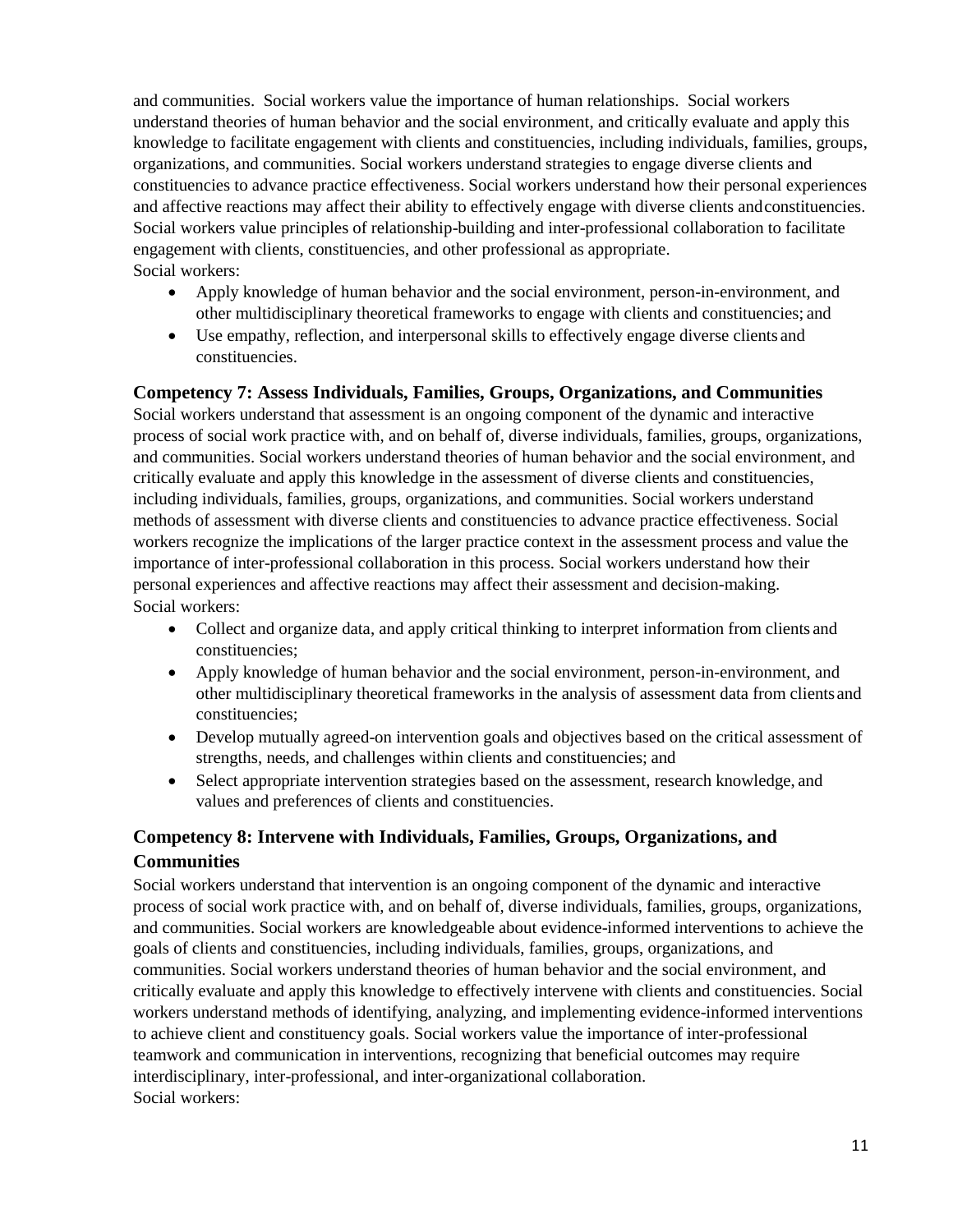and communities. Social workers value the importance of human relationships. Social workers understand theories of human behavior and the social environment, and critically evaluate and apply this knowledge to facilitate engagement with clients and constituencies, including individuals, families, groups, organizations, and communities. Social workers understand strategies to engage diverse clients and constituencies to advance practice effectiveness. Social workers understand how their personal experiences and affective reactions may affect their ability to effectively engage with diverse clients and constituencies. Social workers value principles of relationship-building and inter-professional collaboration to facilitate engagement with clients, constituencies, and other professional as appropriate.
Social workers:

- Apply knowledge of human behavior and the social environment, person-in-environment, and other multidisciplinary theoretical frameworks to engage with clients and constituencies; and
- Use empathy, reflection, and interpersonal skills to effectively engage diverse clients and constituencies.

### Competency 7: Assess Individuals, Families, Groups, Organizations, and Communities

Social workers understand that assessment is an ongoing component of the dynamic and interactive process of social work practice with, and on behalf of, diverse individuals, families, groups, organizations, and communities. Social workers understand theories of human behavior and the social environment, and critically evaluate and apply this knowledge in the assessment of diverse clients and constituencies, including individuals, families, groups, organizations, and communities. Social workers understand methods of assessment with diverse clients and constituencies to advance practice effectiveness. Social workers recognize the implications of the larger practice context in the assessment process and value the importance of inter-professional collaboration in this process. Social workers understand how their personal experiences and affective reactions may affect their assessment and decision-making.
Social workers:

- Collect and organize data, and apply critical thinking to interpret information from clients and constituencies;
- Apply knowledge of human behavior and the social environment, person-in-environment, and other multidisciplinary theoretical frameworks in the analysis of assessment data from clients and constituencies;
- Develop mutually agreed-on intervention goals and objectives based on the critical assessment of strengths, needs, and challenges within clients and constituencies; and
- Select appropriate intervention strategies based on the assessment, research knowledge, and values and preferences of clients and constituencies.

### Competency 8: Intervene with Individuals, Families, Groups, Organizations, and Communities

Social workers understand that intervention is an ongoing component of the dynamic and interactive process of social work practice with, and on behalf of, diverse individuals, families, groups, organizations, and communities. Social workers are knowledgeable about evidence-informed interventions to achieve the goals of clients and constituencies, including individuals, families, groups, organizations, and communities. Social workers understand theories of human behavior and the social environment, and critically evaluate and apply this knowledge to effectively intervene with clients and constituencies. Social workers understand methods of identifying, analyzing, and implementing evidence-informed interventions to achieve client and constituency goals. Social workers value the importance of inter-professional teamwork and communication in interventions, recognizing that beneficial outcomes may require interdisciplinary, inter-professional, and inter-organizational collaboration.
Social workers: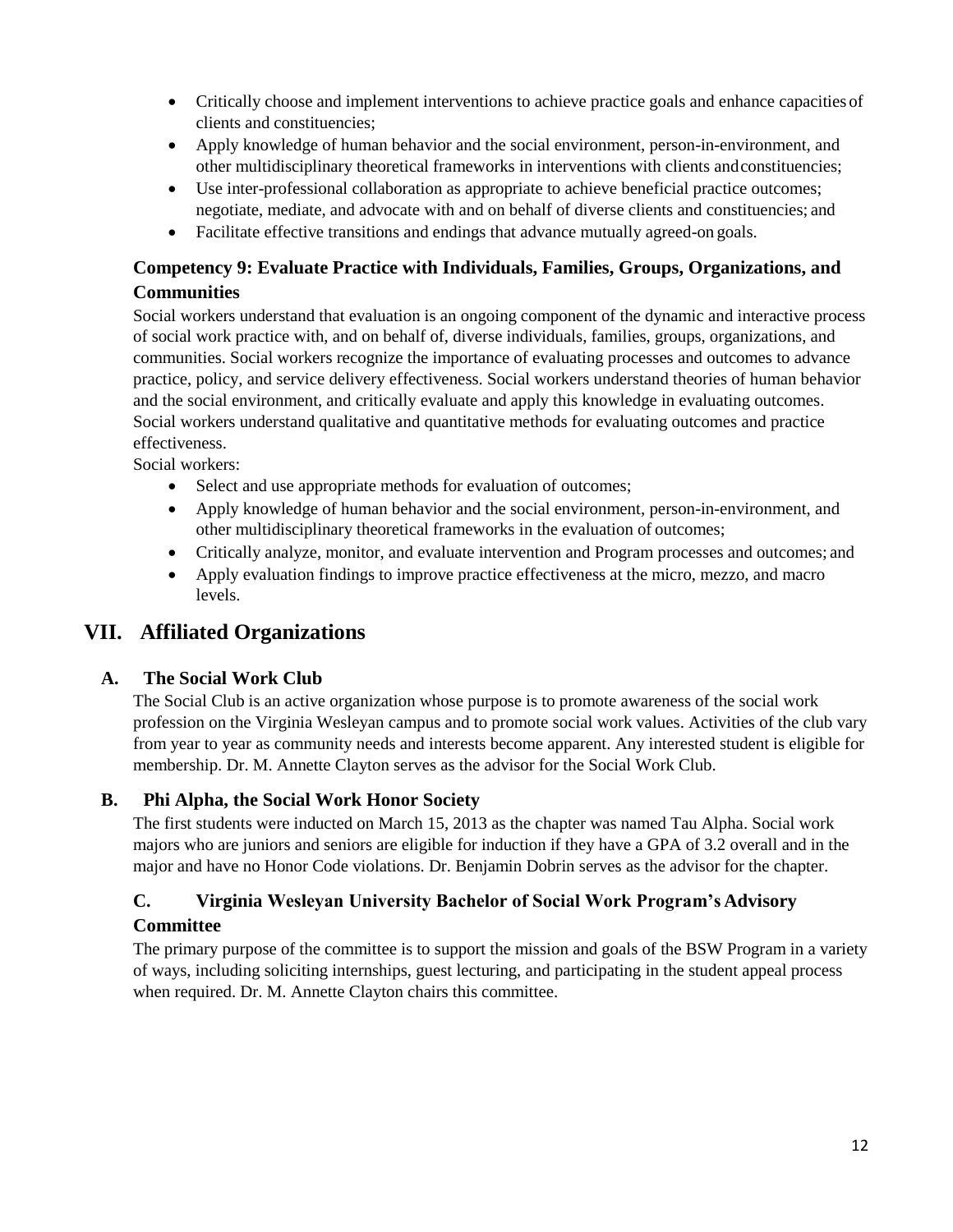- Critically choose and implement interventions to achieve practice goals and enhance capacities of clients and constituencies;
- Apply knowledge of human behavior and the social environment, person-in-environment, and other multidisciplinary theoretical frameworks in interventions with clients and constituencies;
- Use inter-professional collaboration as appropriate to achieve beneficial practice outcomes; negotiate, mediate, and advocate with and on behalf of diverse clients and constituencies; and
- Facilitate effective transitions and endings that advance mutually agreed-on goals.

### Competency 9: Evaluate Practice with Individuals, Families, Groups, Organizations, and Communities

Social workers understand that evaluation is an ongoing component of the dynamic and interactive process of social work practice with, and on behalf of, diverse individuals, families, groups, organizations, and communities. Social workers recognize the importance of evaluating processes and outcomes to advance practice, policy, and service delivery effectiveness. Social workers understand theories of human behavior and the social environment, and critically evaluate and apply this knowledge in evaluating outcomes. Social workers understand qualitative and quantitative methods for evaluating outcomes and practice effectiveness.

Social workers:

- Select and use appropriate methods for evaluation of outcomes;
- Apply knowledge of human behavior and the social environment, person-in-environment, and other multidisciplinary theoretical frameworks in the evaluation of outcomes;
- Critically analyze, monitor, and evaluate intervention and Program processes and outcomes; and
- Apply evaluation findings to improve practice effectiveness at the micro, mezzo, and macro levels.

## VII. Affiliated Organizations

### A. The Social Work Club

The Social Club is an active organization whose purpose is to promote awareness of the social work profession on the Virginia Wesleyan campus and to promote social work values. Activities of the club vary from year to year as community needs and interests become apparent. Any interested student is eligible for membership. Dr. M. Annette Clayton serves as the advisor for the Social Work Club.

### B. Phi Alpha, the Social Work Honor Society

The first students were inducted on March 15, 2013 as the chapter was named Tau Alpha. Social work majors who are juniors and seniors are eligible for induction if they have a GPA of 3.2 overall and in the major and have no Honor Code violations. Dr. Benjamin Dobrin serves as the advisor for the chapter.

### C. Virginia Wesleyan University Bachelor of Social Work Program's Advisory Committee

The primary purpose of the committee is to support the mission and goals of the BSW Program in a variety of ways, including soliciting internships, guest lecturing, and participating in the student appeal process when required. Dr. M. Annette Clayton chairs this committee.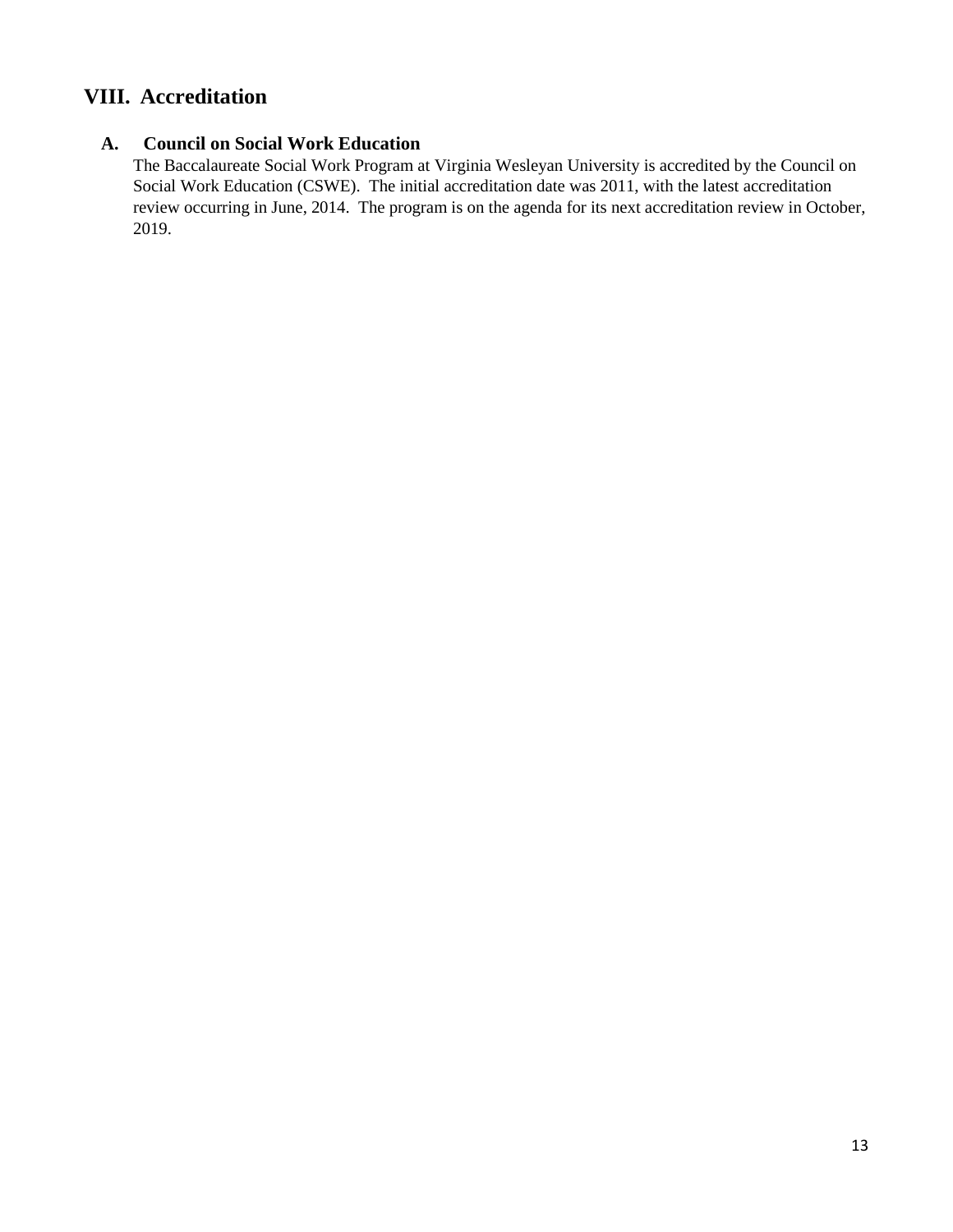# VIII. Accreditation

## A. Council on Social Work Education

The Baccalaureate Social Work Program at Virginia Wesleyan University is accredited by the Council on Social Work Education (CSWE). The initial accreditation date was 2011, with the latest accreditation review occurring in June, 2014. The program is on the agenda for its next accreditation review in October, 2019.